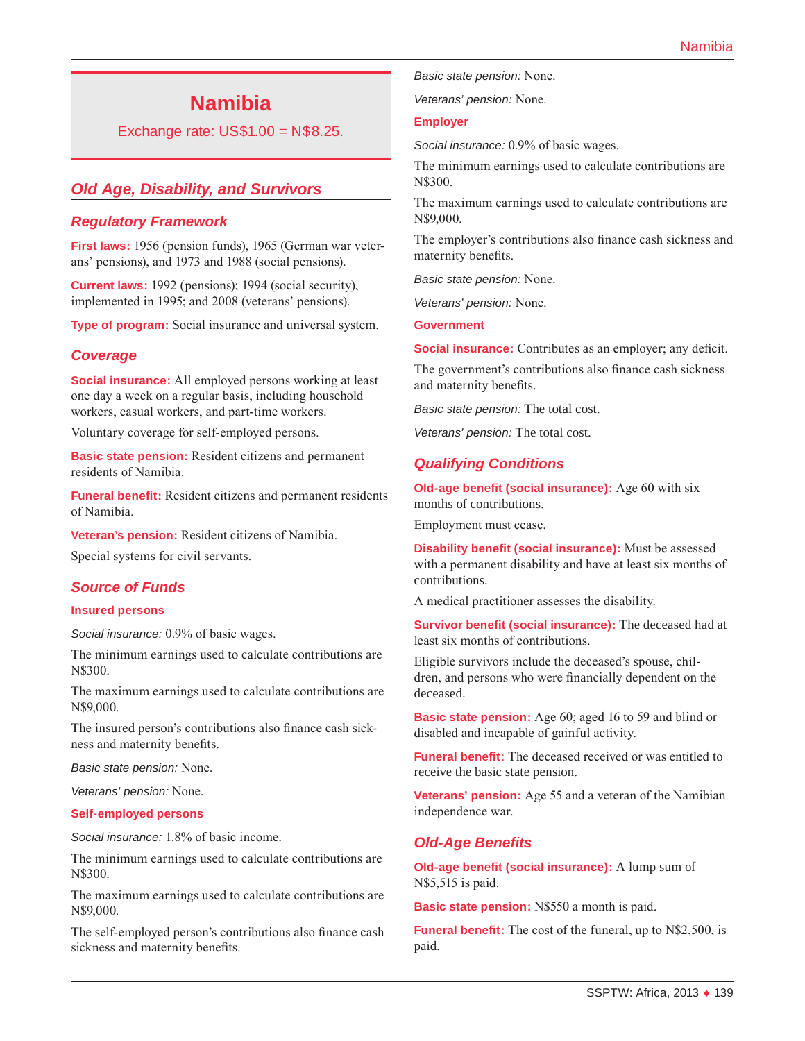# Namibia

Exchange rate: US$1.00 = N$8.25.

## Old Age, Disability, and Survivors

### Regulatory Framework

**First laws:** 1956 (pension funds), 1965 (German war veterans' pensions), and 1973 and 1988 (social pensions).

**Current laws:** 1992 (pensions); 1994 (social security), implemented in 1995; and 2008 (veterans' pensions).

**Type of program:** Social insurance and universal system.

### Coverage

**Social insurance:** All employed persons working at least one day a week on a regular basis, including household workers, casual workers, and part-time workers.

Voluntary coverage for self-employed persons.

**Basic state pension:** Resident citizens and permanent residents of Namibia.

**Funeral benefit:** Resident citizens and permanent residents of Namibia.

**Veteran's pension:** Resident citizens of Namibia.

Special systems for civil servants.

### Source of Funds

**Insured persons**

*Social insurance:* 0.9% of basic wages.

The minimum earnings used to calculate contributions are N$300.

The maximum earnings used to calculate contributions are N$9,000.

The insured person's contributions also finance cash sickness and maternity benefits.

*Basic state pension:* None.

*Veterans' pension:* None.

**Self-employed persons**

*Social insurance:* 1.8% of basic income.

The minimum earnings used to calculate contributions are N$300.

The maximum earnings used to calculate contributions are N$9,000.

The self-employed person's contributions also finance cash sickness and maternity benefits.

*Basic state pension:* None.

*Veterans' pension:* None.

**Employer**

*Social insurance:* 0.9% of basic wages.

The minimum earnings used to calculate contributions are N$300.

The maximum earnings used to calculate contributions are N$9,000.

The employer's contributions also finance cash sickness and maternity benefits.

*Basic state pension:* None.

*Veterans' pension:* None.

**Government**

**Social insurance:** Contributes as an employer; any deficit.

The government's contributions also finance cash sickness and maternity benefits.

*Basic state pension:* The total cost.

*Veterans' pension:* The total cost.

### Qualifying Conditions

**Old-age benefit (social insurance):** Age 60 with six months of contributions.

Employment must cease.

**Disability benefit (social insurance):** Must be assessed with a permanent disability and have at least six months of contributions.

A medical practitioner assesses the disability.

**Survivor benefit (social insurance):** The deceased had at least six months of contributions.

Eligible survivors include the deceased's spouse, children, and persons who were financially dependent on the deceased.

**Basic state pension:** Age 60; aged 16 to 59 and blind or disabled and incapable of gainful activity.

**Funeral benefit:** The deceased received or was entitled to receive the basic state pension.

**Veterans' pension:** Age 55 and a veteran of the Namibian independence war.

### Old-Age Benefits

**Old-age benefit (social insurance):** A lump sum of N$5,515 is paid.

**Basic state pension:** N$550 a month is paid.

**Funeral benefit:** The cost of the funeral, up to N$2,500, is paid.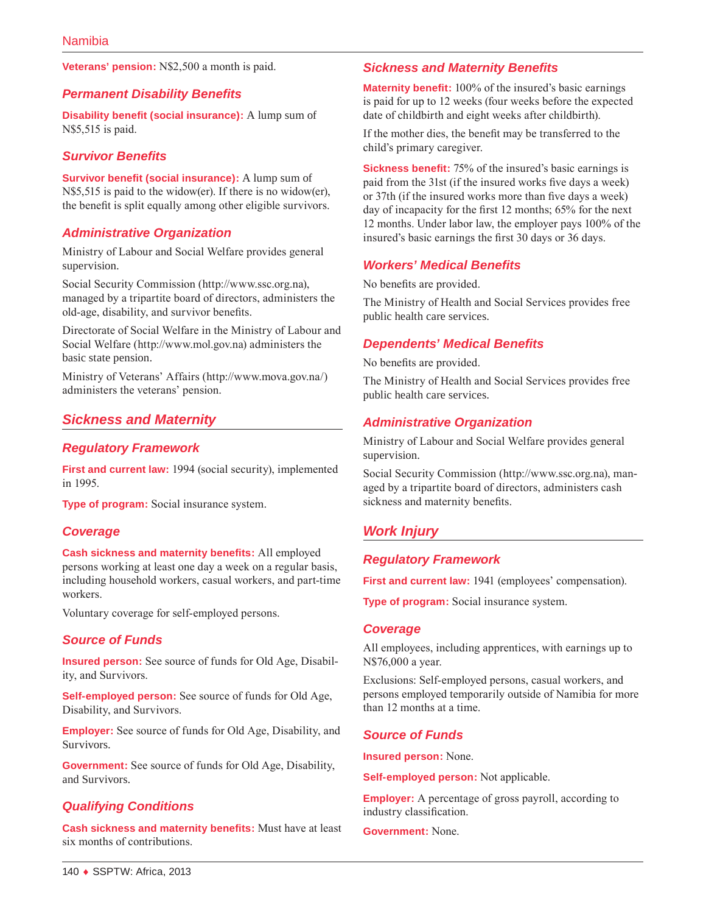**Veterans' pension:** N$2,500 a month is paid.

### Permanent Disability Benefits

**Disability benefit (social insurance):** A lump sum of N$5,515 is paid.

### Survivor Benefits

**Survivor benefit (social insurance):** A lump sum of N$5,515 is paid to the widow(er). If there is no widow(er), the benefit is split equally among other eligible survivors.

### Administrative Organization

Ministry of Labour and Social Welfare provides general supervision.

Social Security Commission (http://www.ssc.org.na), managed by a tripartite board of directors, administers the old-age, disability, and survivor benefits.

Directorate of Social Welfare in the Ministry of Labour and Social Welfare (http://www.mol.gov.na) administers the basic state pension.

Ministry of Veterans' Affairs (http://www.mova.gov.na/) administers the veterans' pension.

## Sickness and Maternity

### Regulatory Framework

**First and current law:** 1994 (social security), implemented in 1995.

**Type of program:** Social insurance system.

### Coverage

**Cash sickness and maternity benefits:** All employed persons working at least one day a week on a regular basis, including household workers, casual workers, and part-time workers.

Voluntary coverage for self-employed persons.

### Source of Funds

**Insured person:** See source of funds for Old Age, Disability, and Survivors.

**Self-employed person:** See source of funds for Old Age, Disability, and Survivors.

**Employer:** See source of funds for Old Age, Disability, and Survivors.

**Government:** See source of funds for Old Age, Disability, and Survivors.

### Qualifying Conditions

**Cash sickness and maternity benefits:** Must have at least six months of contributions.

### Sickness and Maternity Benefits

**Maternity benefit:** 100% of the insured's basic earnings is paid for up to 12 weeks (four weeks before the expected date of childbirth and eight weeks after childbirth).

If the mother dies, the benefit may be transferred to the child's primary caregiver.

**Sickness benefit:** 75% of the insured's basic earnings is paid from the 31st (if the insured works five days a week) or 37th (if the insured works more than five days a week) day of incapacity for the first 12 months; 65% for the next 12 months. Under labor law, the employer pays 100% of the insured's basic earnings the first 30 days or 36 days.

### Workers' Medical Benefits

No benefits are provided.

The Ministry of Health and Social Services provides free public health care services.

### Dependents' Medical Benefits

No benefits are provided.

The Ministry of Health and Social Services provides free public health care services.

### Administrative Organization

Ministry of Labour and Social Welfare provides general supervision.

Social Security Commission (http://www.ssc.org.na), managed by a tripartite board of directors, administers cash sickness and maternity benefits.

## Work Injury

### Regulatory Framework

**First and current law:** 1941 (employees' compensation).

**Type of program:** Social insurance system.

### Coverage

All employees, including apprentices, with earnings up to N$76,000 a year.

Exclusions: Self-employed persons, casual workers, and persons employed temporarily outside of Namibia for more than 12 months at a time.

### Source of Funds

**Insured person:** None.

**Self-employed person:** Not applicable.

**Employer:** A percentage of gross payroll, according to industry classification.

**Government:** None.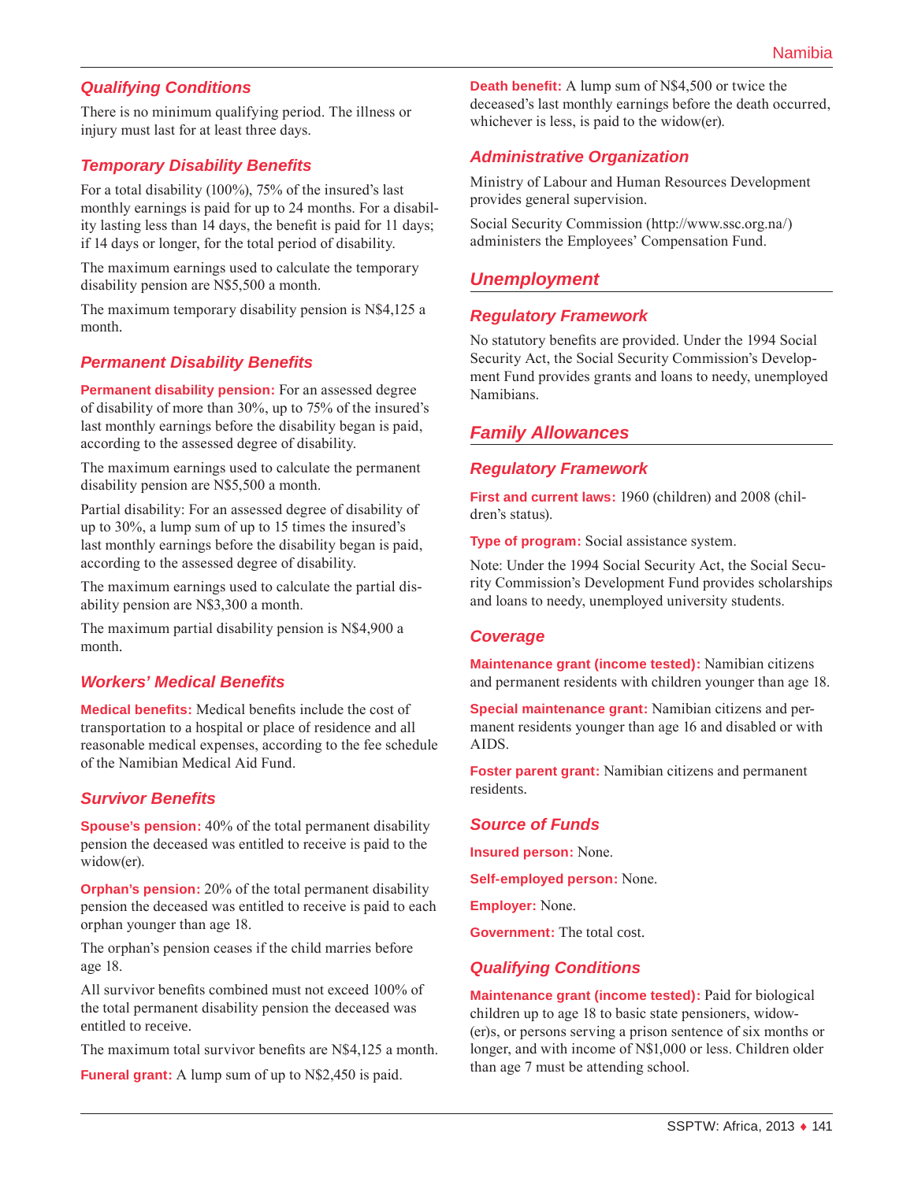### Qualifying Conditions

There is no minimum qualifying period. The illness or injury must last for at least three days.

### Temporary Disability Benefits

For a total disability (100%), 75% of the insured's last monthly earnings is paid for up to 24 months. For a disability lasting less than 14 days, the benefit is paid for 11 days; if 14 days or longer, for the total period of disability.

The maximum earnings used to calculate the temporary disability pension are N$5,500 a month.

The maximum temporary disability pension is N$4,125 a month.

### Permanent Disability Benefits

**Permanent disability pension:** For an assessed degree of disability of more than 30%, up to 75% of the insured's last monthly earnings before the disability began is paid, according to the assessed degree of disability.

The maximum earnings used to calculate the permanent disability pension are N$5,500 a month.

Partial disability: For an assessed degree of disability of up to 30%, a lump sum of up to 15 times the insured's last monthly earnings before the disability began is paid, according to the assessed degree of disability.

The maximum earnings used to calculate the partial disability pension are N$3,300 a month.

The maximum partial disability pension is N$4,900 a month.

### Workers' Medical Benefits

**Medical benefits:** Medical benefits include the cost of transportation to a hospital or place of residence and all reasonable medical expenses, according to the fee schedule of the Namibian Medical Aid Fund.

### Survivor Benefits

**Spouse's pension:** 40% of the total permanent disability pension the deceased was entitled to receive is paid to the widow(er).

**Orphan's pension:** 20% of the total permanent disability pension the deceased was entitled to receive is paid to each orphan younger than age 18.

The orphan's pension ceases if the child marries before age 18.

All survivor benefits combined must not exceed 100% of the total permanent disability pension the deceased was entitled to receive.

The maximum total survivor benefits are N$4,125 a month.

**Funeral grant:** A lump sum of up to N$2,450 is paid.

**Death benefit:** A lump sum of N$4,500 or twice the deceased's last monthly earnings before the death occurred, whichever is less, is paid to the widow(er).

### Administrative Organization

Ministry of Labour and Human Resources Development provides general supervision.

Social Security Commission (http://www.ssc.org.na/) administers the Employees' Compensation Fund.

## Unemployment

### Regulatory Framework

No statutory benefits are provided. Under the 1994 Social Security Act, the Social Security Commission's Development Fund provides grants and loans to needy, unemployed Namibians.

## Family Allowances

### Regulatory Framework

**First and current laws:** 1960 (children) and 2008 (children's status).

**Type of program:** Social assistance system.

Note: Under the 1994 Social Security Act, the Social Security Commission's Development Fund provides scholarships and loans to needy, unemployed university students.

### Coverage

**Maintenance grant (income tested):** Namibian citizens and permanent residents with children younger than age 18.

**Special maintenance grant:** Namibian citizens and permanent residents younger than age 16 and disabled or with AIDS.

**Foster parent grant:** Namibian citizens and permanent residents.

### Source of Funds

**Insured person:** None.

**Self-employed person:** None.

**Employer:** None.

**Government:** The total cost.

### Qualifying Conditions

**Maintenance grant (income tested):** Paid for biological children up to age 18 to basic state pensioners, widow(er)s, or persons serving a prison sentence of six months or longer, and with income of N$1,000 or less. Children older than age 7 must be attending school.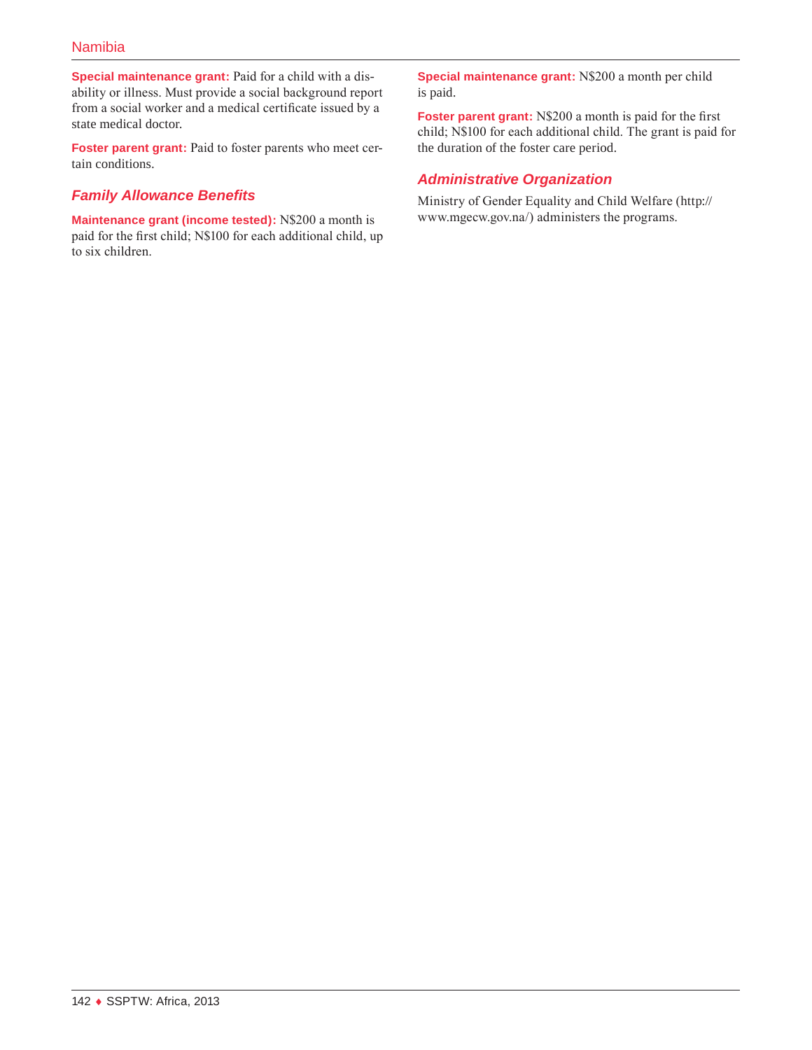**Special maintenance grant:** Paid for a child with a disability or illness. Must provide a social background report from a social worker and a medical certificate issued by a state medical doctor.

**Foster parent grant:** Paid to foster parents who meet certain conditions.

### *Family Allowance Benefits*

**Maintenance grant (income tested):** N$200 a month is paid for the first child; N$100 for each additional child, up to six children.

**Special maintenance grant:** N$200 a month per child is paid.

**Foster parent grant:** N$200 a month is paid for the first child; N$100 for each additional child. The grant is paid for the duration of the foster care period.

### *Administrative Organization*

Ministry of Gender Equality and Child Welfare (http://www.mgecw.gov.na/) administers the programs.